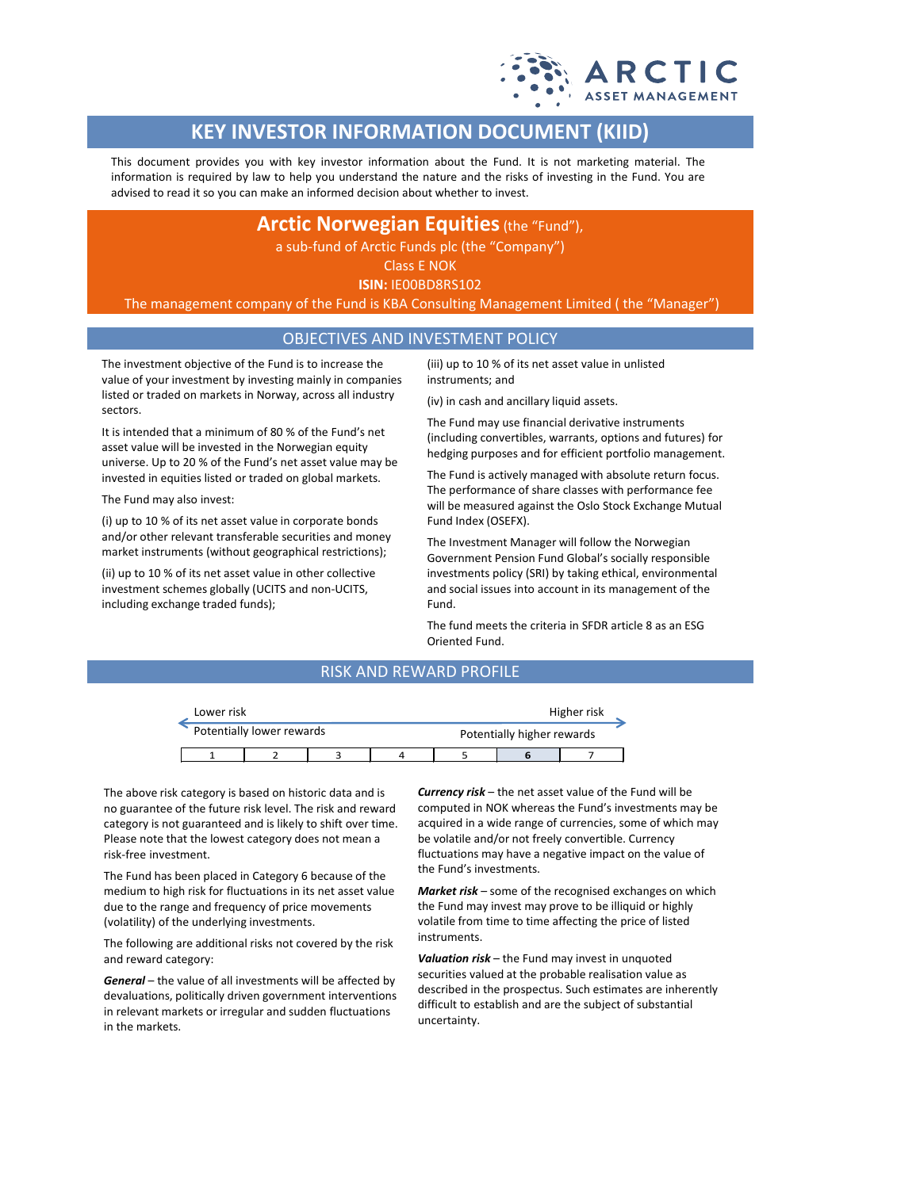# KEY INVESTOR INFORMATION DOCUMENT (KIID)

This document provides you with key investor information about the Fund. It is not marketing material. The information is required by law to help you understand the nature and the risks of investing in the Fund. You are advised to read it so you can make an informed decision about whether to invest.

**Arctic Norwegian Equities** (the "Fund"),
a sub-fund of Arctic Funds plc (the "Company")
Class E NOK
**ISIN:** IE00BD8RS102
The management company of the Fund is KBA Consulting Management Limited ( the "Manager")

## OBJECTIVES AND INVESTMENT POLICY

The investment objective of the Fund is to increase the value of your investment by investing mainly in companies listed or traded on markets in Norway, across all industry sectors.

It is intended that a minimum of 80 % of the Fund's net asset value will be invested in the Norwegian equity universe. Up to 20 % of the Fund's net asset value may be invested in equities listed or traded on global markets.

The Fund may also invest:

(i) up to 10 % of its net asset value in corporate bonds and/or other relevant transferable securities and money market instruments (without geographical restrictions);

(ii) up to 10 % of its net asset value in other collective investment schemes globally (UCITS and non-UCITS, including exchange traded funds);

(iii) up to 10 % of its net asset value in unlisted instruments; and

(iv) in cash and ancillary liquid assets.

The Fund may use financial derivative instruments (including convertibles, warrants, options and futures) for hedging purposes and for efficient portfolio management.

The Fund is actively managed with absolute return focus. The performance of share classes with performance fee will be measured against the Oslo Stock Exchange Mutual Fund Index (OSEFX).

The Investment Manager will follow the Norwegian Government Pension Fund Global's socially responsible investments policy (SRI) by taking ethical, environmental and social issues into account in its management of the Fund.

The fund meets the criteria in SFDR article 8 as an ESG Oriented Fund.

## RISK AND REWARD PROFILE

Lower risk — Higher risk
Potentially lower rewards — Potentially higher rewards

| 1 | 2 | 3 | 4 | 5 | **6** | 7 |
|---|---|---|---|---|---|---|

The above risk category is based on historic data and is no guarantee of the future risk level. The risk and reward category is not guaranteed and is likely to shift over time. Please note that the lowest category does not mean a risk-free investment.

The Fund has been placed in Category 6 because of the medium to high risk for fluctuations in its net asset value due to the range and frequency of price movements (volatility) of the underlying investments.

The following are additional risks not covered by the risk and reward category:

***General*** – the value of all investments will be affected by devaluations, politically driven government interventions in relevant markets or irregular and sudden fluctuations in the markets.

***Currency risk*** – the net asset value of the Fund will be computed in NOK whereas the Fund's investments may be acquired in a wide range of currencies, some of which may be volatile and/or not freely convertible. Currency fluctuations may have a negative impact on the value of the Fund's investments.

***Market risk*** – some of the recognised exchanges on which the Fund may invest may prove to be illiquid or highly volatile from time to time affecting the price of listed instruments.

***Valuation risk*** – the Fund may invest in unquoted securities valued at the probable realisation value as described in the prospectus. Such estimates are inherently difficult to establish and are the subject of substantial uncertainty.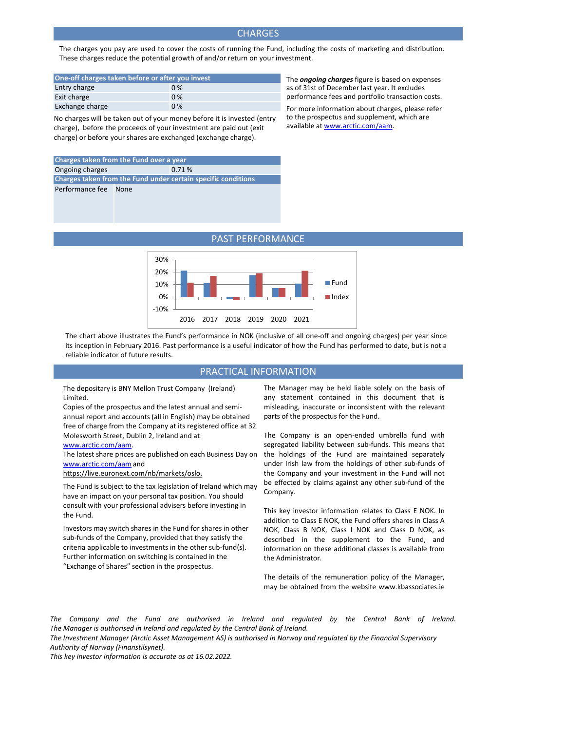## CHARGES

The charges you pay are used to cover the costs of running the Fund, including the costs of marketing and distribution. These charges reduce the potential growth of and/or return on your investment.

| One-off charges taken before or after you invest | |
|---|---|
| Entry charge | 0 % |
| Exit charge | 0 % |
| Exchange charge | 0 % |

No charges will be taken out of your money before it is invested (entry charge), before the proceeds of your investment are paid out (exit charge) or before your shares are exchanged (exchange charge).

| Charges taken from the Fund over a year | |
|---|---|
| Ongoing charges | 0.71 % |
| **Charges taken from the Fund under certain specific conditions** | |
| Performance fee | None |

The ***ongoing charges*** figure is based on expenses as of 31st of December last year. It excludes performance fees and portfolio transaction costs.

For more information about charges, please refer to the prospectus and supplement, which are available at www.arctic.com/aam.

## PAST PERFORMANCE

30%
20%
10%
0%
-10%
2016 2017 2018 2019 2020 2021
Fund
Index

The chart above illustrates the Fund's performance in NOK (inclusive of all one-off and ongoing charges) per year since its inception in February 2016. Past performance is a useful indicator of how the Fund has performed to date, but is not a reliable indicator of future results.

## PRACTICAL INFORMATION

The depositary is BNY Mellon Trust Company (Ireland) Limited.
Copies of the prospectus and the latest annual and semi-annual report and accounts (all in English) may be obtained free of charge from the Company at its registered office at 32 Molesworth Street, Dublin 2, Ireland and at www.arctic.com/aam.
The latest share prices are published on each Business Day on www.arctic.com/aam and https://live.euronext.com/nb/markets/oslo.

The Fund is subject to the tax legislation of Ireland which may have an impact on your personal tax position. You should consult with your professional advisers before investing in the Fund.

Investors may switch shares in the Fund for shares in other sub-funds of the Company, provided that they satisfy the criteria applicable to investments in the other sub-fund(s). Further information on switching is contained in the "Exchange of Shares" section in the prospectus.

The Manager may be held liable solely on the basis of any statement contained in this document that is misleading, inaccurate or inconsistent with the relevant parts of the prospectus for the Fund.

The Company is an open-ended umbrella fund with segregated liability between sub-funds. This means that the holdings of the Fund are maintained separately under Irish law from the holdings of other sub-funds of the Company and your investment in the Fund will not be effected by claims against any other sub-fund of the Company.

This key investor information relates to Class E NOK. In addition to Class E NOK, the Fund offers shares in Class A NOK, Class B NOK, Class I NOK and Class D NOK, as described in the supplement to the Fund, and information on these additional classes is available from the Administrator.

The details of the remuneration policy of the Manager, may be obtained from the website www.kbassociates.ie

*The Company and the Fund are authorised in Ireland and regulated by the Central Bank of Ireland.*
*The Manager is authorised in Ireland and regulated by the Central Bank of Ireland.*
*The Investment Manager (Arctic Asset Management AS) is authorised in Norway and regulated by the Financial Supervisory Authority of Norway (Finanstilsynet).*
*This key investor information is accurate as at 16.02.2022.*